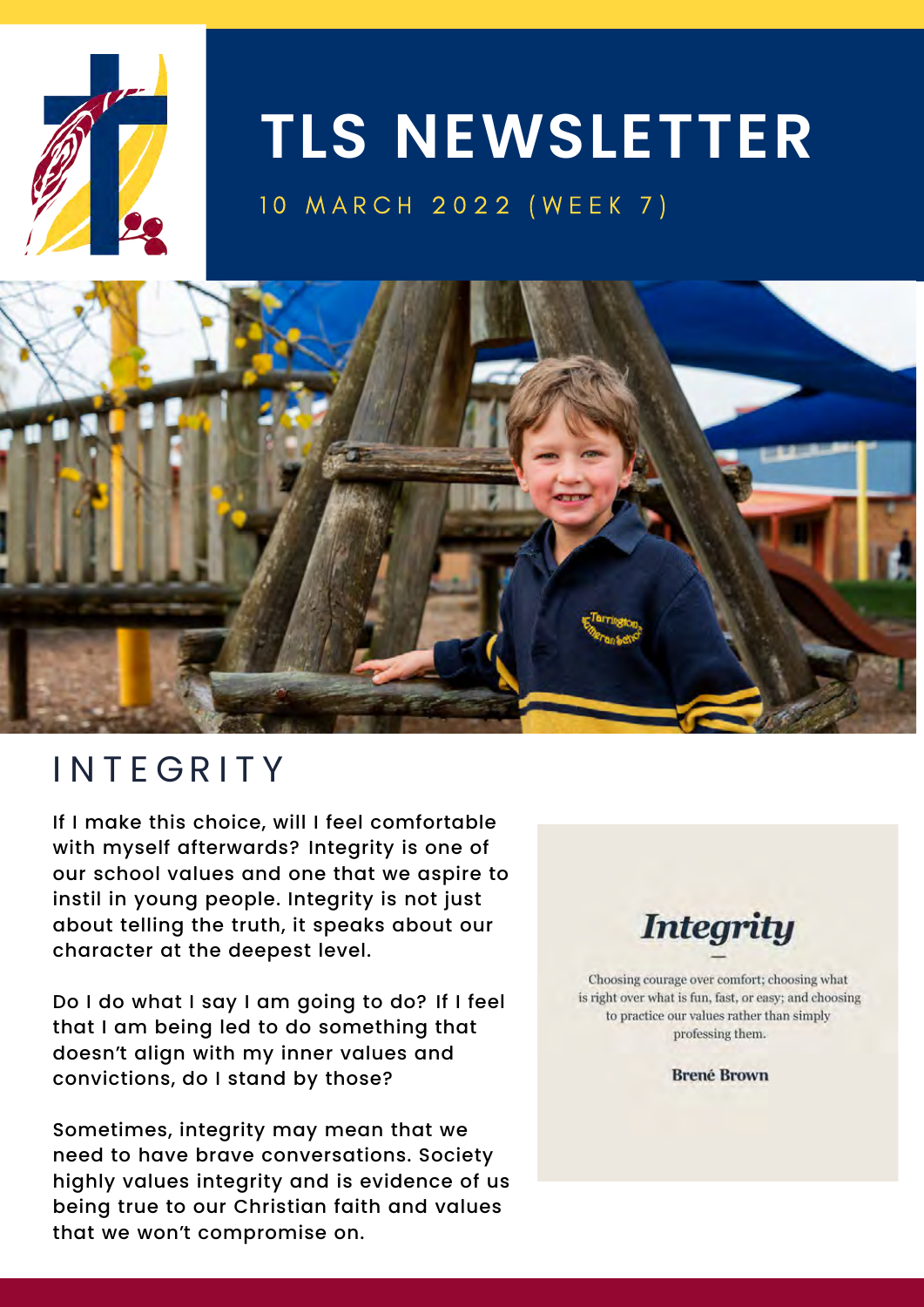# TLS NEWSLETTER

10 MARCH 2022 (WEEK 7)

## INTEGRITY

If I make this choice, will I feel comfortable with myself afterwards? Integrity is one of our school values and one that we aspire to instil in young people. Integrity is not just about telling the truth, it speaks about our character at the deepest level.

Do I do what I say I am going to do? If I feel that I am being led to do something that doesn't align with my inner values and convictions, do I stand by those?

Sometimes, integrity may mean that we need to have brave conversations. Society highly values integrity and is evidence of us being true to our Christian faith and values that we won't compromise on.

> ***Integrity***
>
> Choosing courage over comfort; choosing what is right over what is fun, fast, or easy; and choosing to practice our values rather than simply professing them.
>
> **Brené Brown**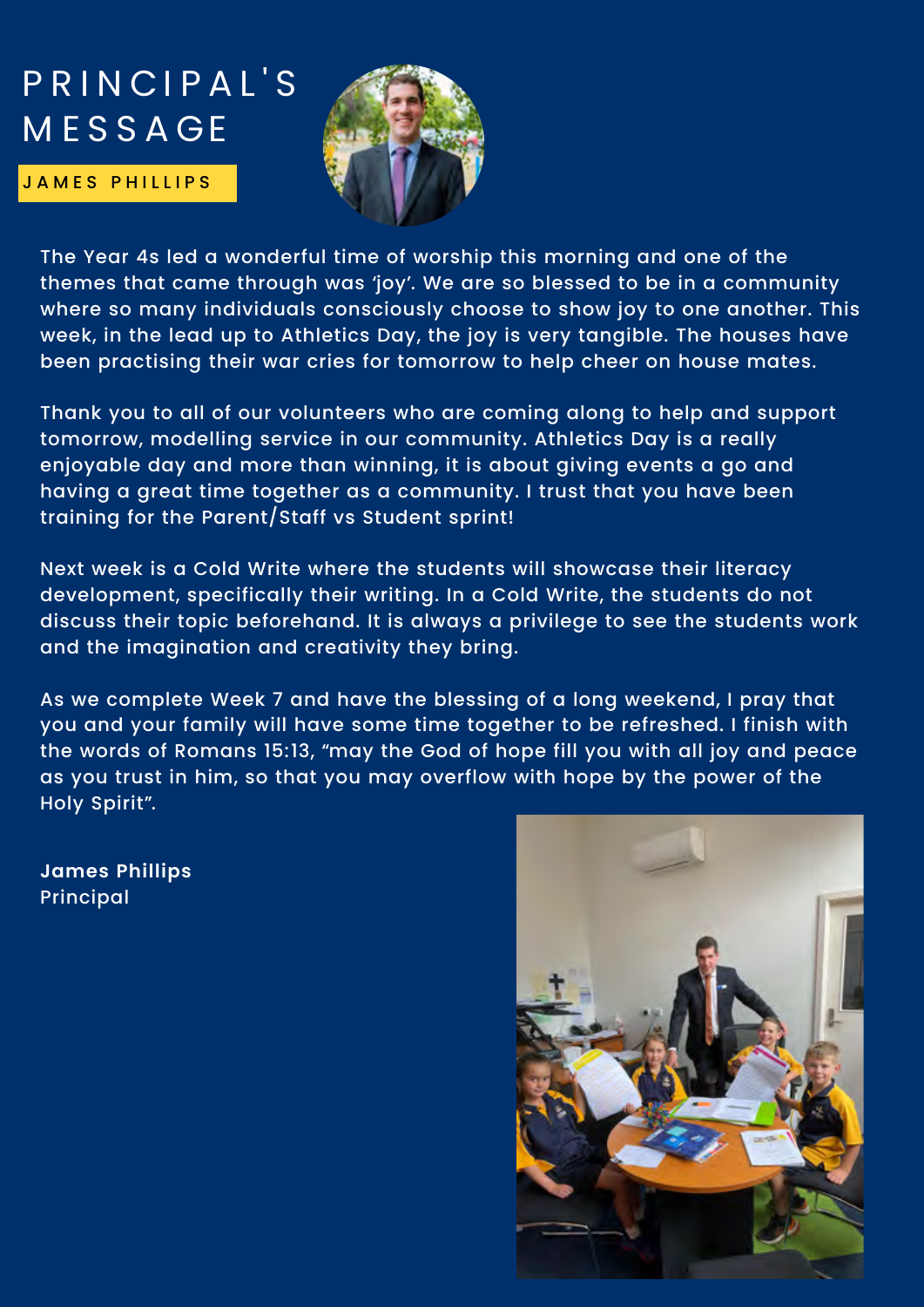# PRINCIPAL'S MESSAGE

JAMES PHILLIPS

The Year 4s led a wonderful time of worship this morning and one of the themes that came through was 'joy'. We are so blessed to be in a community where so many individuals consciously choose to show joy to one another. This week, in the lead up to Athletics Day, the joy is very tangible. The houses have been practising their war cries for tomorrow to help cheer on house mates.

Thank you to all of our volunteers who are coming along to help and support tomorrow, modelling service in our community. Athletics Day is a really enjoyable day and more than winning, it is about giving events a go and having a great time together as a community. I trust that you have been training for the Parent/Staff vs Student sprint!

Next week is a Cold Write where the students will showcase their literacy development, specifically their writing. In a Cold Write, the students do not discuss their topic beforehand. It is always a privilege to see the students work and the imagination and creativity they bring.

As we complete Week 7 and have the blessing of a long weekend, I pray that you and your family will have some time together to be refreshed. I finish with the words of Romans 15:13, "may the God of hope fill you with all joy and peace as you trust in him, so that you may overflow with hope by the power of the Holy Spirit".

**James Phillips**
Principal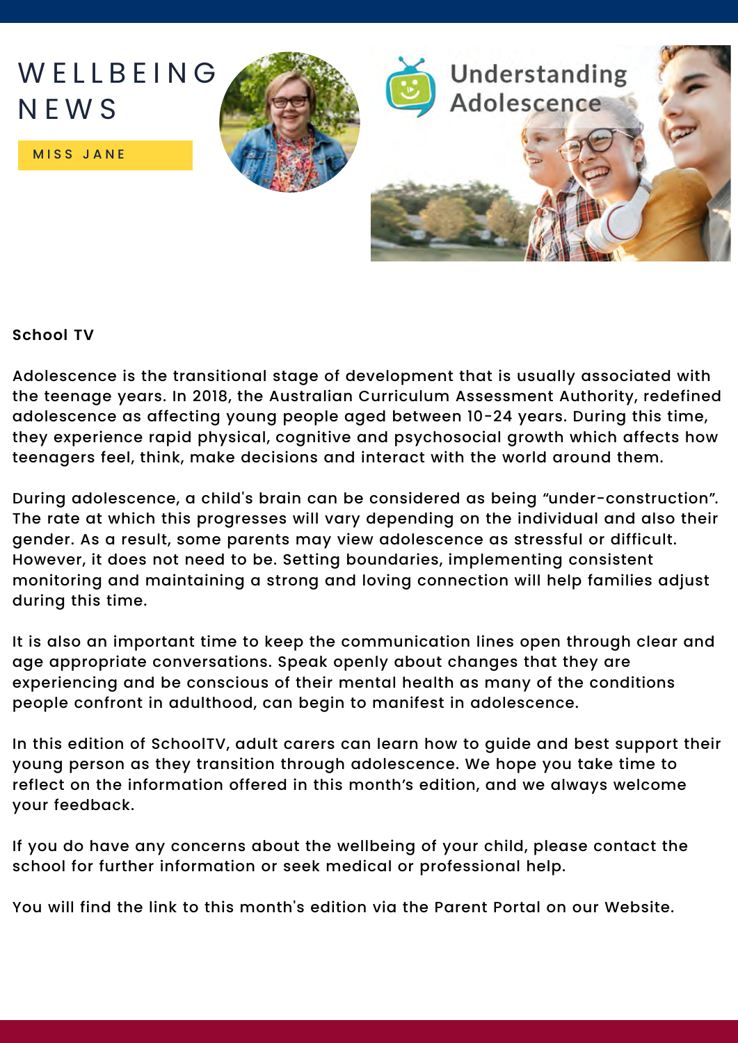# WELLBEING NEWS

MISS JANE

Understanding Adolescence

**School TV**

Adolescence is the transitional stage of development that is usually associated with the teenage years. In 2018, the Australian Curriculum Assessment Authority, redefined adolescence as affecting young people aged between 10-24 years. During this time, they experience rapid physical, cognitive and psychosocial growth which affects how teenagers feel, think, make decisions and interact with the world around them.

During adolescence, a child's brain can be considered as being "under-construction". The rate at which this progresses will vary depending on the individual and also their gender. As a result, some parents may view adolescence as stressful or difficult. However, it does not need to be. Setting boundaries, implementing consistent monitoring and maintaining a strong and loving connection will help families adjust during this time.

It is also an important time to keep the communication lines open through clear and age appropriate conversations. Speak openly about changes that they are experiencing and be conscious of their mental health as many of the conditions people confront in adulthood, can begin to manifest in adolescence.

In this edition of SchoolTV, adult carers can learn how to guide and best support their young person as they transition through adolescence. We hope you take time to reflect on the information offered in this month's edition, and we always welcome your feedback.

If you do have any concerns about the wellbeing of your child, please contact the school for further information or seek medical or professional help.

You will find the link to this month's edition via the Parent Portal on our Website.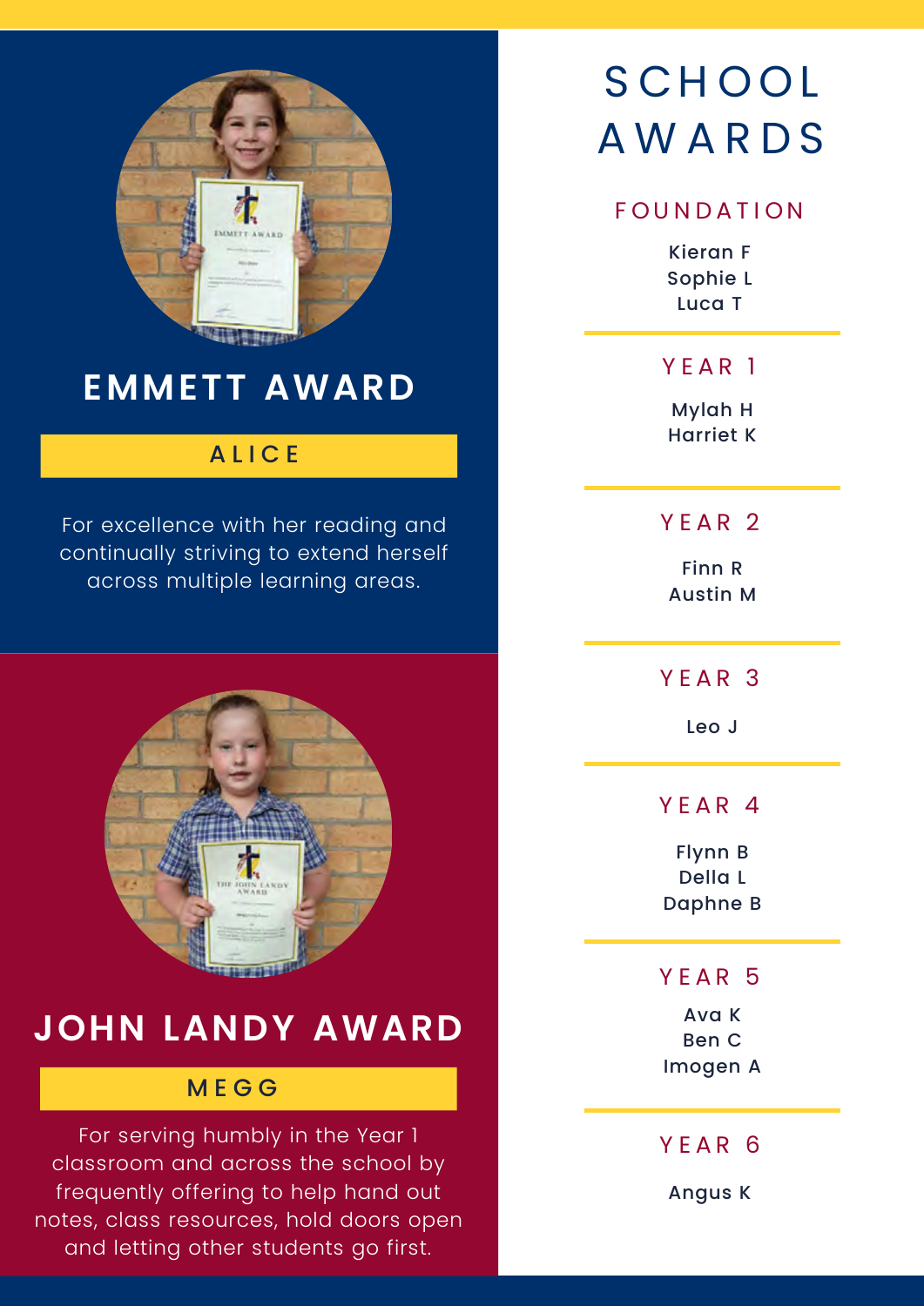## EMMETT AWARD

**ALICE**

For excellence with her reading and continually striving to extend herself across multiple learning areas.

## JOHN LANDY AWARD

**MEGG**

For serving humbly in the Year 1 classroom and across the school by frequently offering to help hand out notes, class resources, hold doors open and letting other students go first.

# SCHOOL AWARDS

### FOUNDATION

Kieran F
Sophie L
Luca T

### YEAR 1

Mylah H
Harriet K

### YEAR 2

Finn R
Austin M

### YEAR 3

Leo J

### YEAR 4

Flynn B
Della L
Daphne B

### YEAR 5

Ava K
Ben C
Imogen A

### YEAR 6

Angus K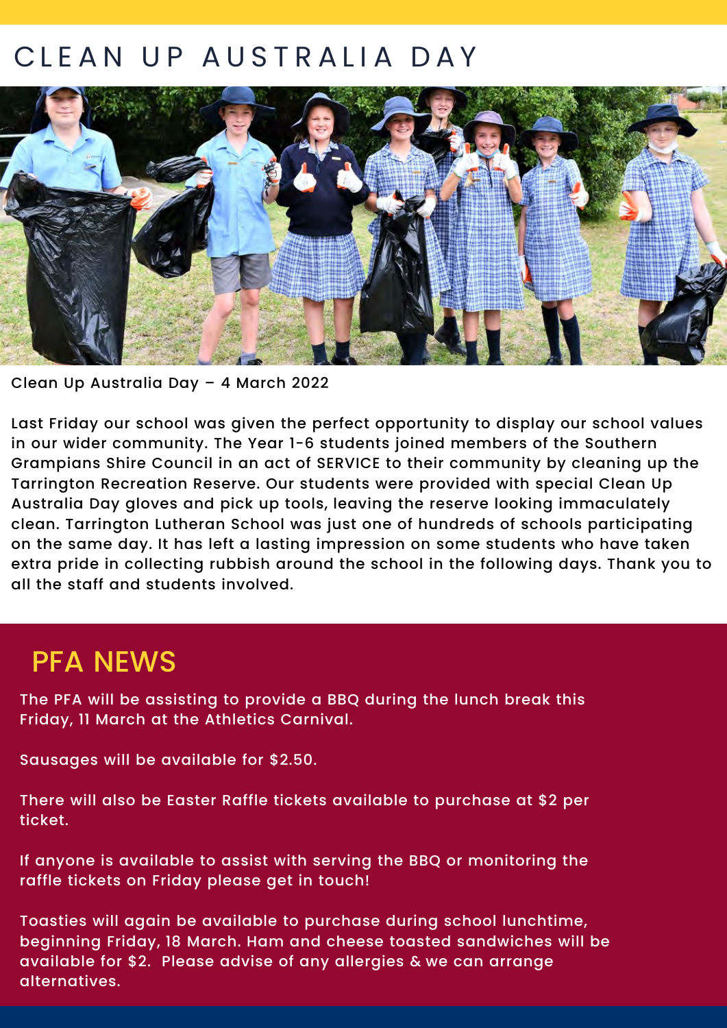# CLEAN UP AUSTRALIA DAY

Clean Up Australia Day – 4 March 2022

Last Friday our school was given the perfect opportunity to display our school values in our wider community. The Year 1-6 students joined members of the Southern Grampians Shire Council in an act of SERVICE to their community by cleaning up the Tarrington Recreation Reserve. Our students were provided with special Clean Up Australia Day gloves and pick up tools, leaving the reserve looking immaculately clean. Tarrington Lutheran School was just one of hundreds of schools participating on the same day. It has left a lasting impression on some students who have taken extra pride in collecting rubbish around the school in the following days. Thank you to all the staff and students involved.

## PFA NEWS

The PFA will be assisting to provide a BBQ during the lunch break this Friday, 11 March at the Athletics Carnival.

Sausages will be available for $2.50.

There will also be Easter Raffle tickets available to purchase at $2 per ticket.

If anyone is available to assist with serving the BBQ or monitoring the raffle tickets on Friday please get in touch!

Toasties will again be available to purchase during school lunchtime, beginning Friday, 18 March. Ham and cheese toasted sandwiches will be available for $2. Please advise of any allergies & we can arrange alternatives.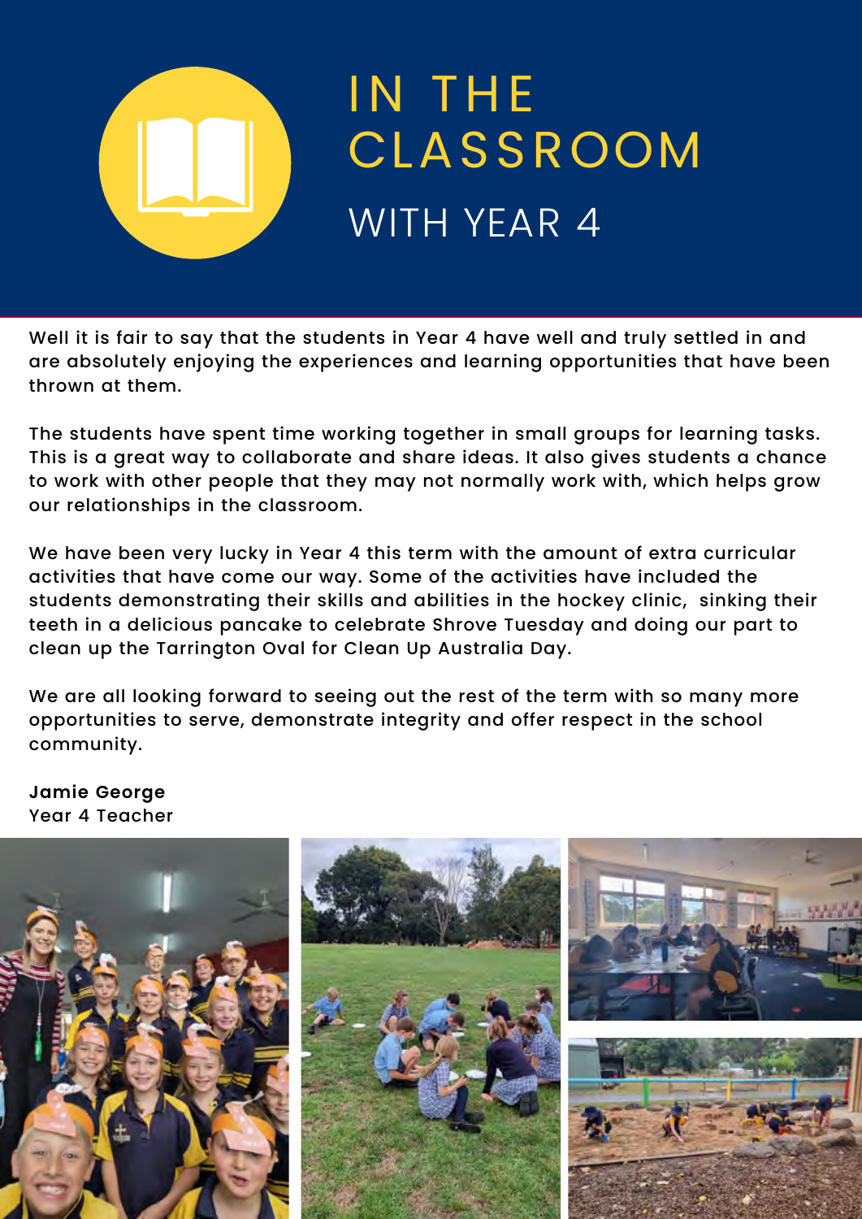# IN THE CLASSROOM

## WITH YEAR 4

Well it is fair to say that the students in Year 4 have well and truly settled in and are absolutely enjoying the experiences and learning opportunities that have been thrown at them.

The students have spent time working together in small groups for learning tasks. This is a great way to collaborate and share ideas. It also gives students a chance to work with other people that they may not normally work with, which helps grow our relationships in the classroom.

We have been very lucky in Year 4 this term with the amount of extra curricular activities that have come our way. Some of the activities have included the students demonstrating their skills and abilities in the hockey clinic,  sinking their teeth in a delicious pancake to celebrate Shrove Tuesday and doing our part to clean up the Tarrington Oval for Clean Up Australia Day.

We are all looking forward to seeing out the rest of the term with so many more opportunities to serve, demonstrate integrity and offer respect in the school community.

**Jamie George**
Year 4 Teacher